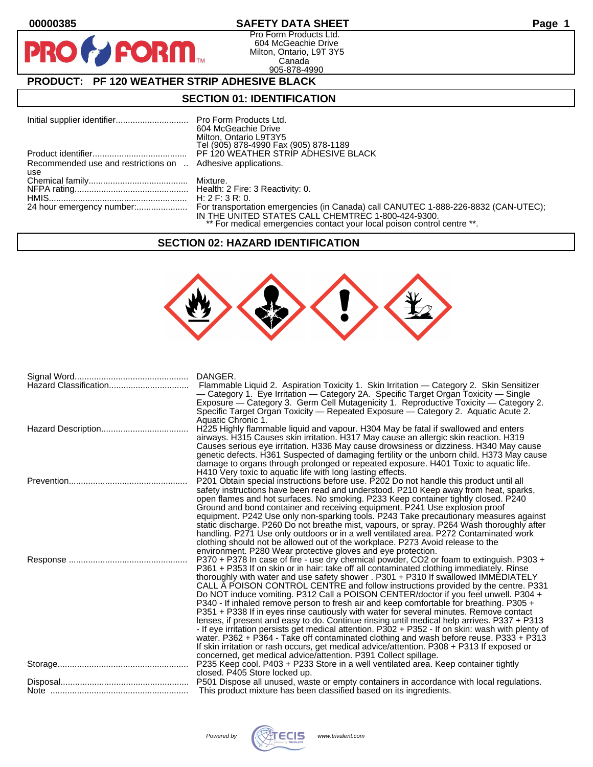# SAFETY DATA SHEET

Pro Form Products Ltd.
604 McGeachie Drive
Milton, Ontario, L9T 3Y5
Canada
905-878-4990

## PRODUCT: PF 120 WEATHER STRIP ADHESIVE BLACK

## SECTION 01: IDENTIFICATION

| | |
|---|---|
| Initial supplier identifier | Pro Form Products Ltd. 604 McGeachie Drive Milton, Ontario L9T3Y5 Tel (905) 878-4990 Fax (905) 878-1189 |
| Product identifier | PF 120 WEATHER STRIP ADHESIVE BLACK |
| Recommended use and restrictions on use | Adhesive applications. |
| Chemical family | Mixture. |
| NFPA rating | Health: 2 Fire: 3 Reactivity: 0. |
| HMIS | H: 2 F: 3 R: 0. |
| 24 hour emergency number: | For transportation emergencies (in Canada) call CANUTEC 1-888-226-8832 (CAN-UTEC); IN THE UNITED STATES CALL CHEMTREC 1-800-424-9300. ** For medical emergencies contact your local poison control centre **. |

## SECTION 02: HAZARD IDENTIFICATION

| | |
|---|---|
| Signal Word | DANGER. |
| Hazard Classification | Flammable Liquid 2. Aspiration Toxicity 1. Skin Irritation — Category 2. Skin Sensitizer — Category 1. Eye Irritation — Category 2A. Specific Target Organ Toxicity — Single Exposure — Category 3. Germ Cell Mutagenicity 1. Reproductive Toxicity — Category 2. Specific Target Organ Toxicity — Repeated Exposure — Category 2. Aquatic Acute 2. Aquatic Chronic 1. |
| Hazard Description | H225 Highly flammable liquid and vapour. H304 May be fatal if swallowed and enters airways. H315 Causes skin irritation. H317 May cause an allergic skin reaction. H319 Causes serious eye irritation. H336 May cause drowsiness or dizziness. H340 May cause genetic defects. H361 Suspected of damaging fertility or the unborn child. H373 May cause damage to organs through prolonged or repeated exposure. H401 Toxic to aquatic life. H410 Very toxic to aquatic life with long lasting effects. |
| Prevention | P201 Obtain special instructions before use. P202 Do not handle this product until all safety instructions have been read and understood. P210 Keep away from heat, sparks, open flames and hot surfaces. No smoking. P233 Keep container tightly closed. P240 Ground and bond container and receiving equipment. P241 Use explosion proof equipment. P242 Use only non-sparking tools. P243 Take precautionary measures against static discharge. P260 Do not breathe mist, vapours, or spray. P264 Wash thoroughly after handling. P271 Use only outdoors or in a well ventilated area. P272 Contaminated work clothing should not be allowed out of the workplace. P273 Avoid release to the environment. P280 Wear protective gloves and eye protection. |
| Response | P370 + P378 In case of fire - use dry chemical powder, CO2 or foam to extinguish. P303 + P361 + P353 If on skin or in hair: take off all contaminated clothing immediately. Rinse thoroughly with water and use safety shower . P301 + P310 If swallowed IMMEDIATELY CALL A POISON CONTROL CENTRE and follow instructions provided by the centre. P331 Do NOT induce vomiting. P312 Call a POISON CENTER/doctor if you feel unwell. P304 + P340 - If inhaled remove person to fresh air and keep comfortable for breathing. P305 + P351 + P338 If in eyes rinse cautiously with water for several minutes. Remove contact lenses, if present and easy to do. Continue rinsing until medical help arrives. P337 + P313 - If eye irritation persists get medical attention. P302 + P352 - If on skin: wash with plenty of water. P362 + P364 - Take off contaminated clothing and wash before reuse. P333 + P313 If skin irritation or rash occurs, get medical advice/attention. P308 + P313 If exposed or concerned, get medical advice/attention. P391 Collect spillage. |
| Storage | P235 Keep cool. P403 + P233 Store in a well ventilated area. Keep container tightly closed. P405 Store locked up. |
| Disposal | P501 Dispose all unused, waste or empty containers in accordance with local regulations. |
| Note | This product mixture has been classified based on its ingredients. |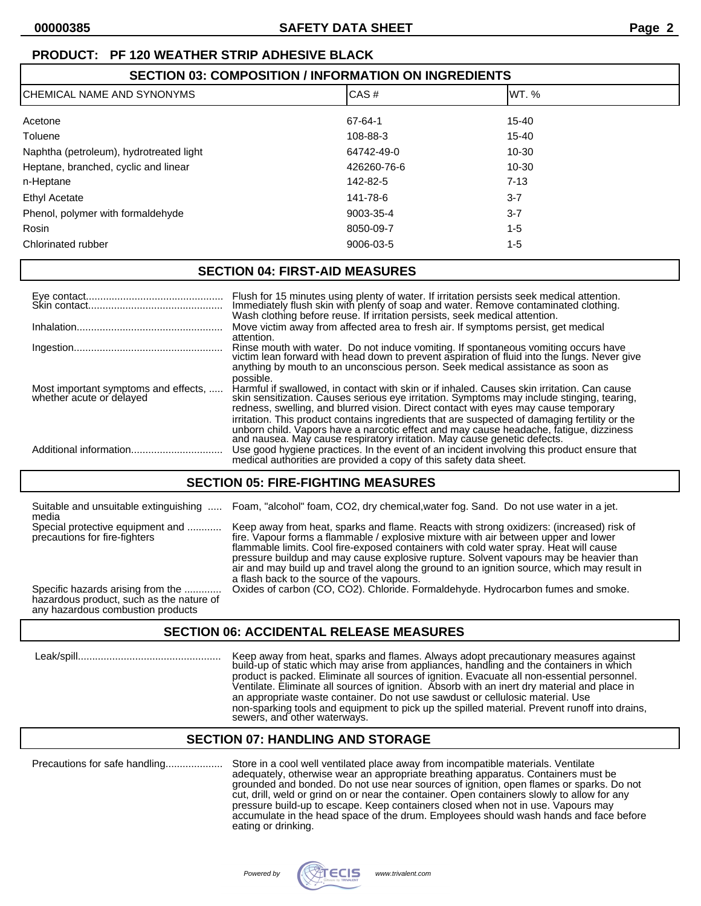**PRODUCT: PF 120 WEATHER STRIP ADHESIVE BLACK**

## SECTION 03: COMPOSITION / INFORMATION ON INGREDIENTS

| CHEMICAL NAME AND SYNONYMS | CAS # | WT. % |
|---|---|---|
| Acetone | 67-64-1 | 15-40 |
| Toluene | 108-88-3 | 15-40 |
| Naphtha (petroleum), hydrotreated light | 64742-49-0 | 10-30 |
| Heptane, branched, cyclic and linear | 426260-76-6 | 10-30 |
| n-Heptane | 142-82-5 | 7-13 |
| Ethyl Acetate | 141-78-6 | 3-7 |
| Phenol, polymer with formaldehyde | 9003-35-4 | 3-7 |
| Rosin | 8050-09-7 | 1-5 |
| Chlorinated rubber | 9006-03-5 | 1-5 |

## SECTION 04: FIRST-AID MEASURES

**Eye contact**: Flush for 15 minutes using plenty of water. If irritation persists seek medical attention.

**Skin contact**: Immediately flush skin with plenty of soap and water. Remove contaminated clothing. Wash clothing before reuse. If irritation persists, seek medical attention.

**Inhalation**: Move victim away from affected area to fresh air. If symptoms persist, get medical attention.

**Ingestion**: Rinse mouth with water. Do not induce vomiting. If spontaneous vomiting occurs have victim lean forward with head down to prevent aspiration of fluid into the lungs. Never give anything by mouth to an unconscious person. Seek medical assistance as soon as possible.

**Most important symptoms and effects, whether acute or delayed**: Harmful if swallowed, in contact with skin or if inhaled. Causes skin irritation. Can cause skin sensitization. Causes serious eye irritation. Symptoms may include stinging, tearing, redness, swelling, and blurred vision. Direct contact with eyes may cause temporary irritation. This product contains ingredients that are suspected of damaging fertility or the unborn child. Vapors have a narcotic effect and may cause headache, fatigue, dizziness and nausea. May cause respiratory irritation. May cause genetic defects.

**Additional information**: Use good hygiene practices. In the event of an incident involving this product ensure that medical authorities are provided a copy of this safety data sheet.

## SECTION 05: FIRE-FIGHTING MEASURES

**Suitable and unsuitable extinguishing media**: Foam, "alcohol" foam, CO2, dry chemical,water fog. Sand. Do not use water in a jet.

**Special protective equipment and precautions for fire-fighters**: Keep away from heat, sparks and flame. Reacts with strong oxidizers: (increased) risk of fire. Vapour forms a flammable / explosive mixture with air between upper and lower flammable limits. Cool fire-exposed containers with cold water spray. Heat will cause pressure buildup and may cause explosive rupture. Solvent vapours may be heavier than air and may build up and travel along the ground to an ignition source, which may result in a flash back to the source of the vapours.

**Specific hazards arising from the hazardous product, such as the nature of any hazardous combustion products**: Oxides of carbon (CO, CO2). Chloride. Formaldehyde. Hydrocarbon fumes and smoke.

## SECTION 06: ACCIDENTAL RELEASE MEASURES

**Leak/spill**: Keep away from heat, sparks and flames. Always adopt precautionary measures against build-up of static which may arise from appliances, handling and the containers in which product is packed. Eliminate all sources of ignition. Evacuate all non-essential personnel. Ventilate. Eliminate all sources of ignition. Absorb with an inert dry material and place in an appropriate waste container. Do not use sawdust or cellulosic material. Use non-sparking tools and equipment to pick up the spilled material. Prevent runoff into drains, sewers, and other waterways.

## SECTION 07: HANDLING AND STORAGE

**Precautions for safe handling**: Store in a cool well ventilated place away from incompatible materials. Ventilate adequately, otherwise wear an appropriate breathing apparatus. Containers must be grounded and bonded. Do not use near sources of ignition, open flames or sparks. Do not cut, drill, weld or grind on or near the container. Open containers slowly to allow for any pressure build-up to escape. Keep containers closed when not in use. Vapours may accumulate in the head space of the drum. Employees should wash hands and face before eating or drinking.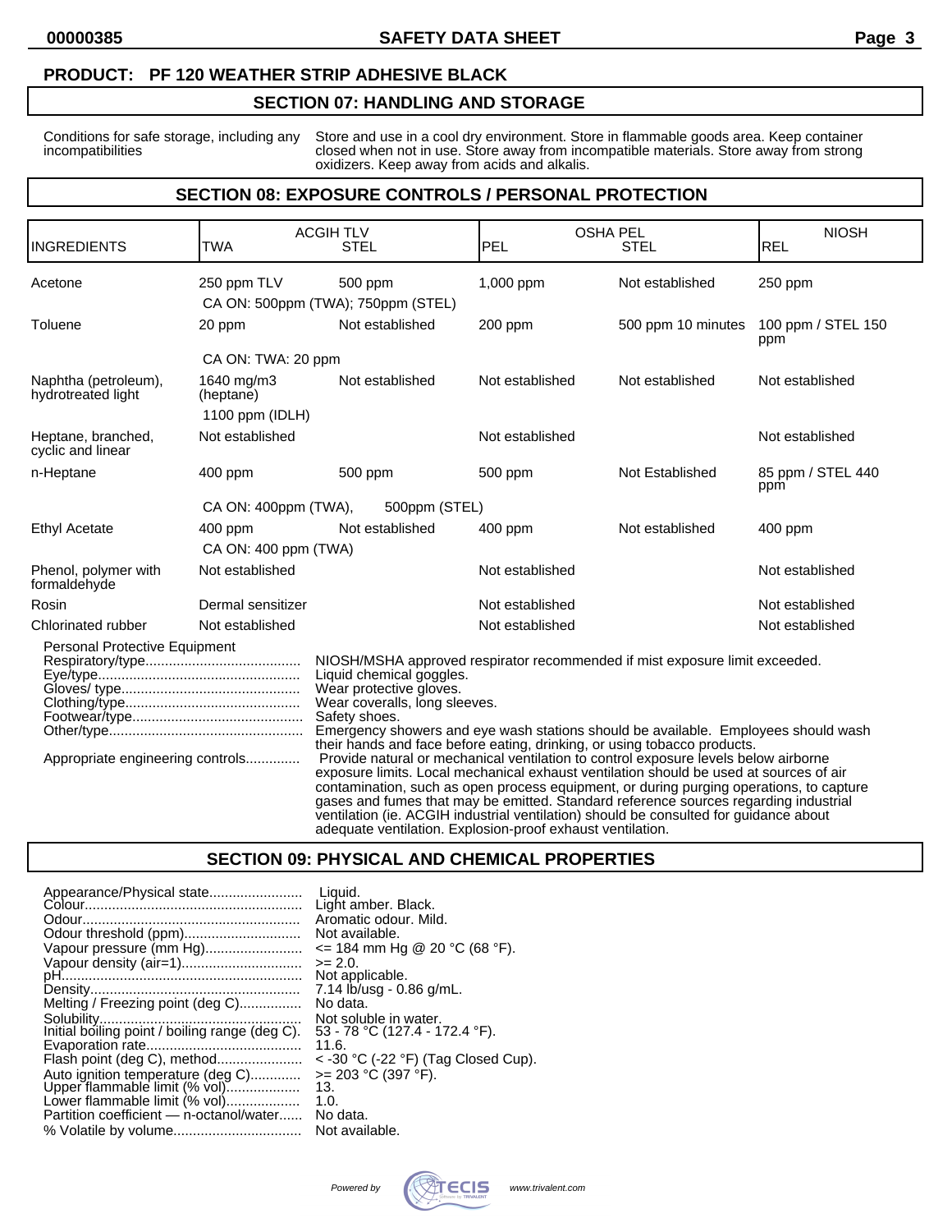**PRODUCT: PF 120 WEATHER STRIP ADHESIVE BLACK**

## SECTION 07: HANDLING AND STORAGE

Conditions for safe storage, including any incompatibilities: Store and use in a cool dry environment. Store in flammable goods area. Keep container closed when not in use. Store away from incompatible materials. Store away from strong oxidizers. Keep away from acids and alkalis.

## SECTION 08: EXPOSURE CONTROLS / PERSONAL PROTECTION

| INGREDIENTS | ACGIH TLV TWA | ACGIH TLV STEL | OSHA PEL PEL | OSHA PEL STEL | NIOSH REL |
|---|---|---|---|---|---|
| Acetone | 250 ppm TLV | 500 ppm | 1,000 ppm | Not established | 250 ppm |
| | CA ON: 500ppm (TWA); 750ppm (STEL) | | | | |
| Toluene | 20 ppm | Not established | 200 ppm | 500 ppm 10 minutes | 100 ppm / STEL 150 ppm |
| | CA ON: TWA: 20 ppm | | | | |
| Naphtha (petroleum), hydrotreated light | 1640 mg/m3 (heptane) | Not established | Not established | Not established | Not established |
| | 1100 ppm (IDLH) | | | | |
| Heptane, branched, cyclic and linear | Not established | | Not established | | Not established |
| n-Heptane | 400 ppm | 500 ppm | 500 ppm | Not Established | 85 ppm / STEL 440 ppm |
| | CA ON: 400ppm (TWA), | 500ppm (STEL) | | | |
| Ethyl Acetate | 400 ppm | Not established | 400 ppm | Not established | 400 ppm |
| | CA ON: 400 ppm (TWA) | | | | |
| Phenol, polymer with formaldehyde | Not established | | Not established | | Not established |
| Rosin | Dermal sensitizer | | Not established | | Not established |
| Chlorinated rubber | Not established | | Not established | | Not established |

Personal Protective Equipment

- Respiratory/type: NIOSH/MSHA approved respirator recommended if mist exposure limit exceeded.
- Eye/type: Liquid chemical goggles.
- Gloves/ type: Wear protective gloves.
- Clothing/type: Wear coveralls, long sleeves.
- Footwear/type: Safety shoes.
- Other/type: Emergency showers and eye wash stations should be available. Employees should wash their hands and face before eating, drinking, or using tobacco products.

Appropriate engineering controls: Provide natural or mechanical ventilation to control exposure levels below airborne exposure limits. Local mechanical exhaust ventilation should be used at sources of air contamination, such as open process equipment, or during purging operations, to capture gases and fumes that may be emitted. Standard reference sources regarding industrial ventilation (ie. ACGIH industrial ventilation) should be consulted for guidance about adequate ventilation. Explosion-proof exhaust ventilation.

## SECTION 09: PHYSICAL AND CHEMICAL PROPERTIES

- Appearance/Physical state: Liquid.
- Colour: Light amber. Black.
- Odour: Aromatic odour. Mild.
- Odour threshold (ppm): Not available.
- Vapour pressure (mm Hg): <= 184 mm Hg @ 20 °C (68 °F).
- Vapour density (air=1): >= 2.0.
- pH: Not applicable.
- Density: 7.14 lb/usg - 0.86 g/mL.
- Melting / Freezing point (deg C): No data.
- Solubility: Not soluble in water.
- Initial boiling point / boiling range (deg C): 53 - 78 °C (127.4 - 172.4 °F).
- Evaporation rate: 11.6.
- Flash point (deg C), method: < -30 °C (-22 °F) (Tag Closed Cup).
- Auto ignition temperature (deg C): >= 203 °C (397 °F).
- Upper flammable limit (% vol): 13.
- Lower flammable limit (% vol): 1.0.
- Partition coefficient — n-octanol/water: No data.
- % Volatile by volume: Not available.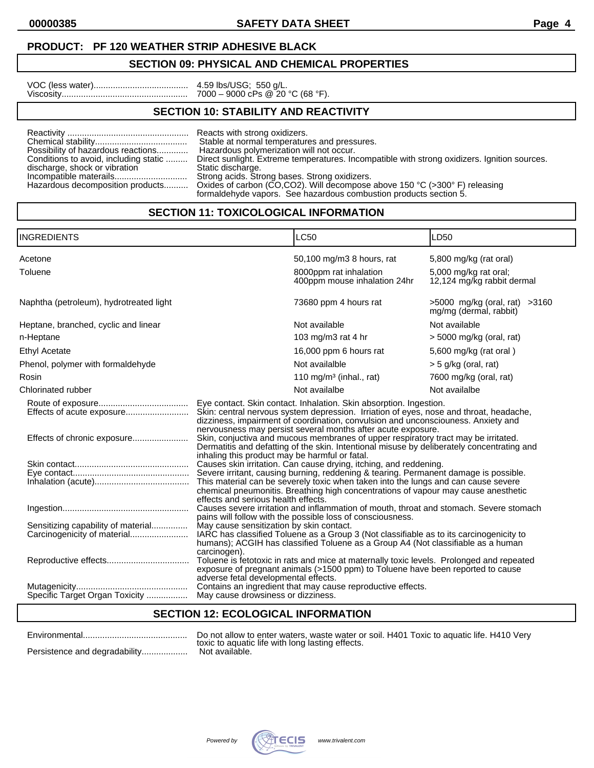**PRODUCT: PF 120 WEATHER STRIP ADHESIVE BLACK**

## SECTION 09: PHYSICAL AND CHEMICAL PROPERTIES

VOC (less water)....................................... 4.59 lbs/USG; 550 g/L.
Viscosity................................................... 7000 – 9000 cPs @ 20 °C (68 °F).

## SECTION 10: STABILITY AND REACTIVITY

Reactivity .................................................. Reacts with strong oxidizers.
Chemical stability...................................... Stable at normal temperatures and pressures.
Possibility of hazardous reactions............. Hazardous polymerization will not occur.
Conditions to avoid, including static discharge, shock or vibration ......... Direct sunlight. Extreme temperatures. Incompatible with strong oxidizers. Ignition sources. Static discharge.
Incompatible materails.............................. Strong acids. Strong bases. Strong oxidizers.
Hazardous decomposition products.......... Oxides of carbon (CO,CO2). Will decompose above 150 °C (>300° F) releasing formaldehyde vapors. See hazardous combustion products section 5.

## SECTION 11: TOXICOLOGICAL INFORMATION

| INGREDIENTS | LC50 | LD50 |
|---|---|---|
| Acetone | 50,100 mg/m3 8 hours, rat | 5,800 mg/kg (rat oral) |
| Toluene | 8000ppm rat inhalation<br>400ppm mouse inhalation 24hr | 5,000 mg/kg rat oral;<br>12,124 mg/kg rabbit dermal |
| Naphtha (petroleum), hydrotreated light | 73680 ppm 4 hours rat | >5000 mg/kg (oral, rat) >3160 mg/mg (dermal, rabbit) |
| Heptane, branched, cyclic and linear | Not available | Not available |
| n-Heptane | 103 mg/m3 rat 4 hr | > 5000 mg/kg (oral, rat) |
| Ethyl Acetate | 16,000 ppm 6 hours rat | 5,600 mg/kg (rat oral ) |
| Phenol, polymer with formaldehyde | Not availalble | > 5 g/kg (oral, rat) |
| Rosin | 110 mg/m³ (inhal., rat) | 7600 mg/kg (oral, rat) |
| Chlorinated rubber | Not availalbe | Not availalbe |

Route of exposure.................................... Eye contact. Skin contact. Inhalation. Skin absorption. Ingestion.
Effects of acute exposure.......................... Skin: central nervous system depression. Irriation of eyes, nose and throat, headache, dizziness, impairment of coordination, convulsion and unconsciouness. Anxiety and nervousness may persist several months after acute exposure.
Effects of chronic exposure....................... Skin, conjuctiva and mucous membranes of upper respiratory tract may be irritated. Dermatitis and defatting of the skin. Intentional misuse by deliberately concentrating and inhaling this product may be harmful or fatal.
Skin contact............................................... Causes skin irritation. Can cause drying, itching, and reddening.
Eye contact................................................ Severe irritant, causing burning, reddening & tearing. Permanent damage is possible.
Inhalation (acute)....................................... This material can be severely toxic when taken into the lungs and can cause severe chemical pneumonitis. Breathing high concentrations of vapour may cause anesthetic effects and serious health effects.
Ingestion.................................................... Causes severe irritation and inflammation of mouth, throat and stomach. Severe stomach pains will follow with the possible loss of consciousness.
Sensitizing capability of material............... May cause sensitization by skin contact.
Carcinogenicity of material........................ IARC has classified Toluene as a Group 3 (Not classifiable as to its carcinogenicity to humans); ACGIH has classified Toluene as a Group A4 (Not classifiable as a human carcinogen).
Reproductive effects.................................. Toluene is fetotoxic in rats and mice at maternally toxic levels. Prolonged and repeated exposure of pregnant animals (>1500 ppm) to Toluene have been reported to cause adverse fetal developmental effects.
Mutagenicity.............................................. Contains an ingredient that may cause reproductive effects.
Specific Target Organ Toxicity ................. May cause drowsiness or dizziness.

## SECTION 12: ECOLOGICAL INFORMATION

Environmental........................................... Do not allow to enter waters, waste water or soil. H401 Toxic to aquatic life. H410 Very toxic to aquatic life with long lasting effects.
Persistence and degradability................... Not available.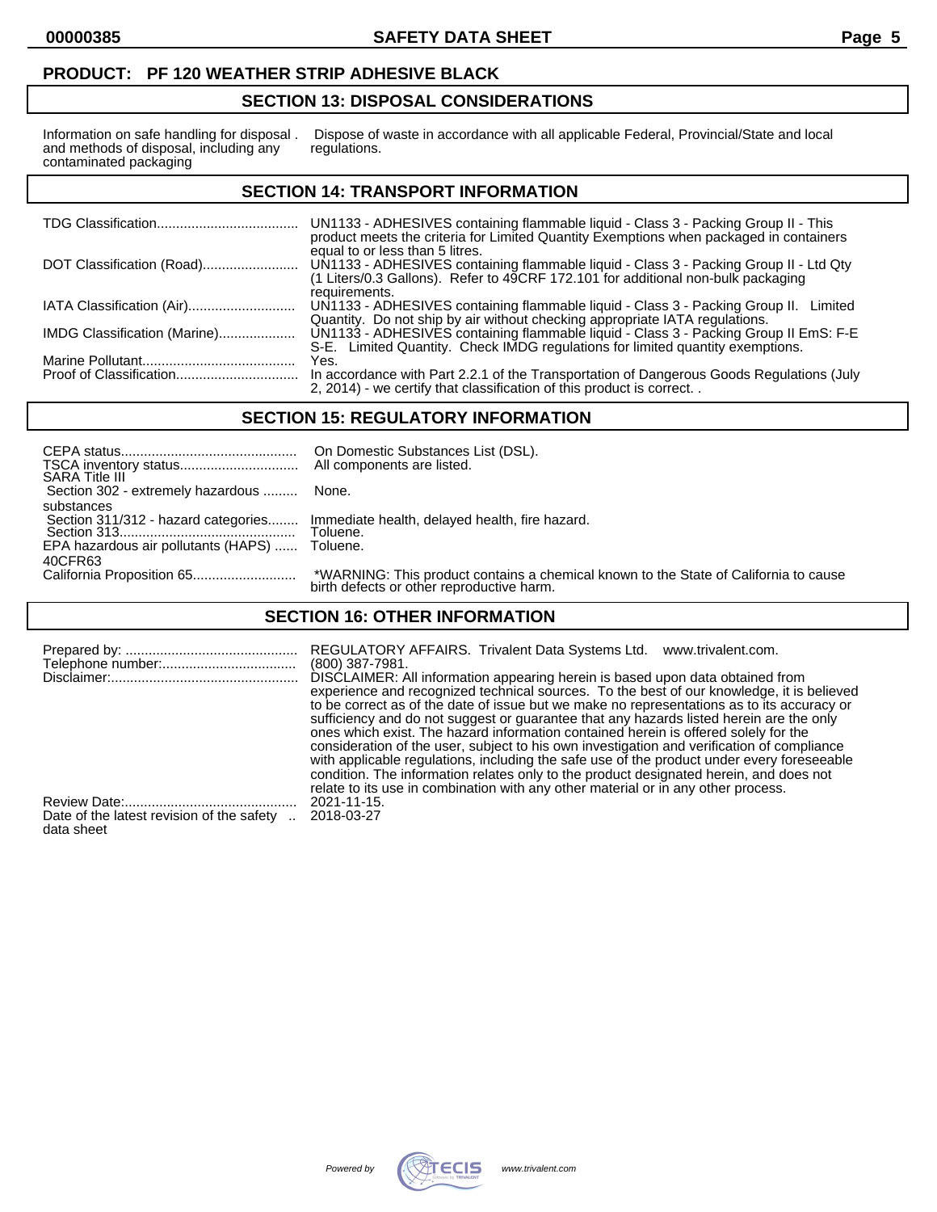**PRODUCT: PF 120 WEATHER STRIP ADHESIVE BLACK**

## SECTION 13: DISPOSAL CONSIDERATIONS

| | |
|---|---|
| Information on safe handling for disposal and methods of disposal, including any contaminated packaging | Dispose of waste in accordance with all applicable Federal, Provincial/State and local regulations. |

## SECTION 14: TRANSPORT INFORMATION

| | |
|---|---|
| TDG Classification | UN1133 - ADHESIVES containing flammable liquid - Class 3 - Packing Group II - This product meets the criteria for Limited Quantity Exemptions when packaged in containers equal to or less than 5 litres. |
| DOT Classification (Road) | UN1133 - ADHESIVES containing flammable liquid - Class 3 - Packing Group II - Ltd Qty (1 Liters/0.3 Gallons). Refer to 49CRF 172.101 for additional non-bulk packaging requirements. |
| IATA Classification (Air) | UN1133 - ADHESIVES containing flammable liquid - Class 3 - Packing Group II. Limited Quantity. Do not ship by air without checking appropriate IATA regulations. |
| IMDG Classification (Marine) | UN1133 - ADHESIVES containing flammable liquid - Class 3 - Packing Group II EmS: F-E S-E. Limited Quantity. Check IMDG regulations for limited quantity exemptions. |
| Marine Pollutant | Yes. |
| Proof of Classification | In accordance with Part 2.2.1 of the Transportation of Dangerous Goods Regulations (July 2, 2014) - we certify that classification of this product is correct. . |

## SECTION 15: REGULATORY INFORMATION

| | |
|---|---|
| CEPA status | On Domestic Substances List (DSL). |
| TSCA inventory status | All components are listed. |
| SARA Title III | |
| Section 302 - extremely hazardous substances | None. |
| Section 311/312 - hazard categories | Immediate health, delayed health, fire hazard. |
| Section 313 | Toluene. |
| EPA hazardous air pollutants (HAPS) 40CFR63 | Toluene. |
| California Proposition 65 | *WARNING: This product contains a chemical known to the State of California to cause birth defects or other reproductive harm. |

## SECTION 16: OTHER INFORMATION

| | |
|---|---|
| Prepared by: | REGULATORY AFFAIRS. Trivalent Data Systems Ltd. www.trivalent.com. |
| Telephone number: | (800) 387-7981. |
| Disclaimer: | DISCLAIMER: All information appearing herein is based upon data obtained from experience and recognized technical sources. To the best of our knowledge, it is believed to be correct as of the date of issue but we make no representations as to its accuracy or sufficiency and do not suggest or guarantee that any hazards listed herein are the only ones which exist. The hazard information contained herein is offered solely for the consideration of the user, subject to his own investigation and verification of compliance with applicable regulations, including the safe use of the product under every foreseeable condition. The information relates only to the product designated herein, and does not relate to its use in combination with any other material or in any other process. |
| Review Date: | 2021-11-15. |
| Date of the latest revision of the safety data sheet | 2018-03-27 |